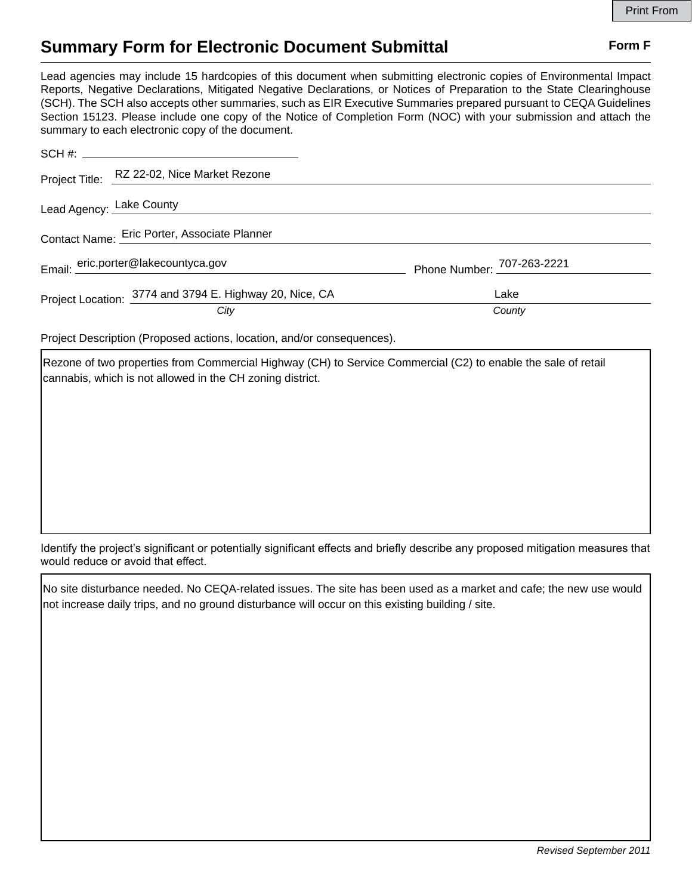Print From

# Summary Form for Electronic Document Submittal

**Form F**

Lead agencies may include 15 hardcopies of this document when submitting electronic copies of Environmental Impact Reports, Negative Declarations, Mitigated Negative Declarations, or Notices of Preparation to the State Clearinghouse (SCH). The SCH also accepts other summaries, such as EIR Executive Summaries prepared pursuant to CEQA Guidelines Section 15123. Please include one copy of the Notice of Completion Form (NOC) with your submission and attach the summary to each electronic copy of the document.

SCH #: ______________________

Project Title: RZ 22-02, Nice Market Rezone

Lead Agency: Lake County

Contact Name: Eric Porter, Associate Planner

Email: eric.porter@lakecountyca.gov Phone Number: 707-263-2221

Project Location: 3774 and 3794 E. Highway 20, Nice, CA (*City*) Lake (*County*)

Project Description (Proposed actions, location, and/or consequences).

Rezone of two properties from Commercial Highway (CH) to Service Commercial (C2) to enable the sale of retail cannabis, which is not allowed in the CH zoning district.

Identify the project's significant or potentially significant effects and briefly describe any proposed mitigation measures that would reduce or avoid that effect.

No site disturbance needed. No CEQA-related issues. The site has been used as a market and cafe; the new use would not increase daily trips, and no ground disturbance will occur on this existing building / site.

*Revised September 2011*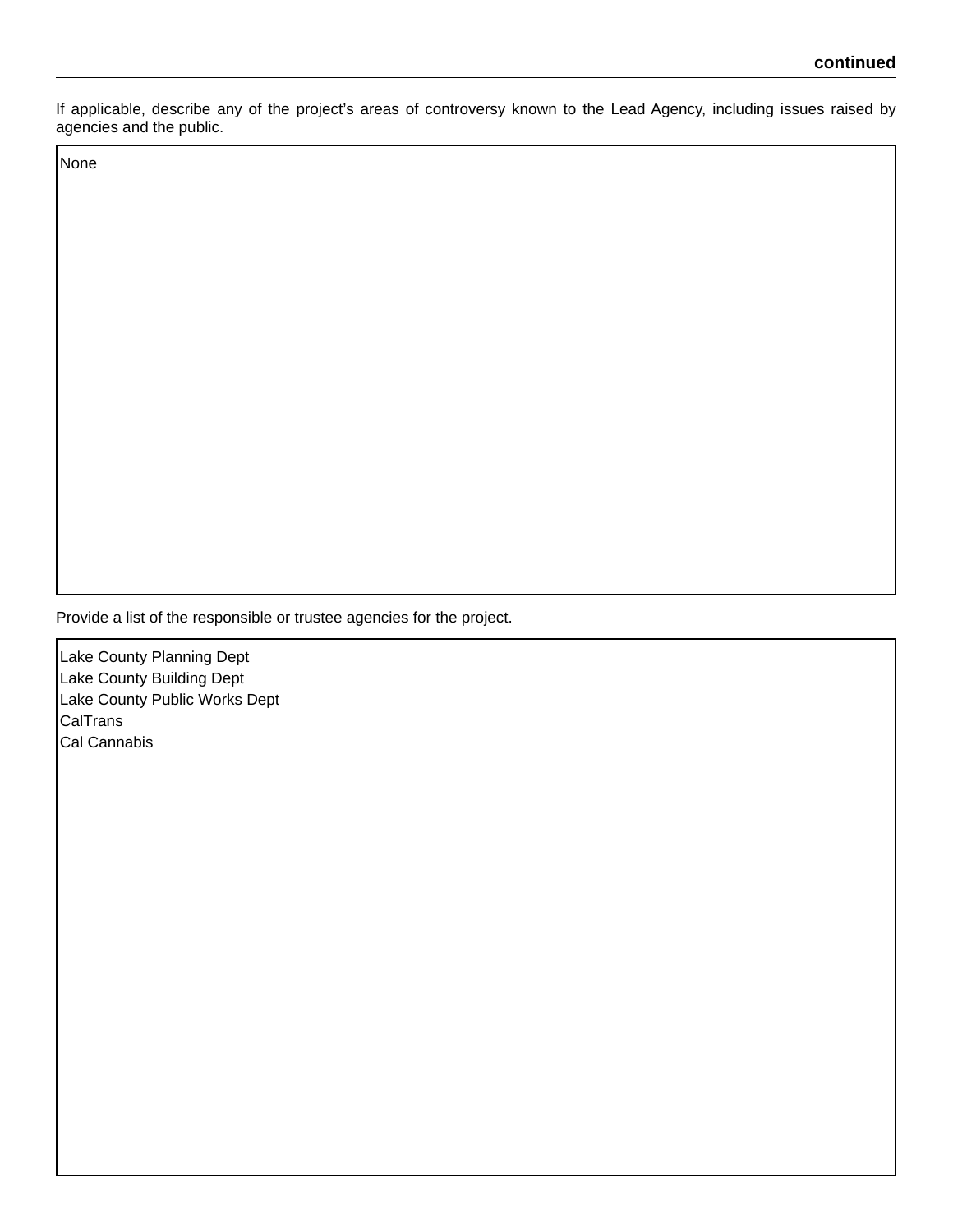**continued**

If applicable, describe any of the project's areas of controversy known to the Lead Agency, including issues raised by agencies and the public.

None

Provide a list of the responsible or trustee agencies for the project.

Lake County Planning Dept
Lake County Building Dept
Lake County Public Works Dept
CalTrans
Cal Cannabis